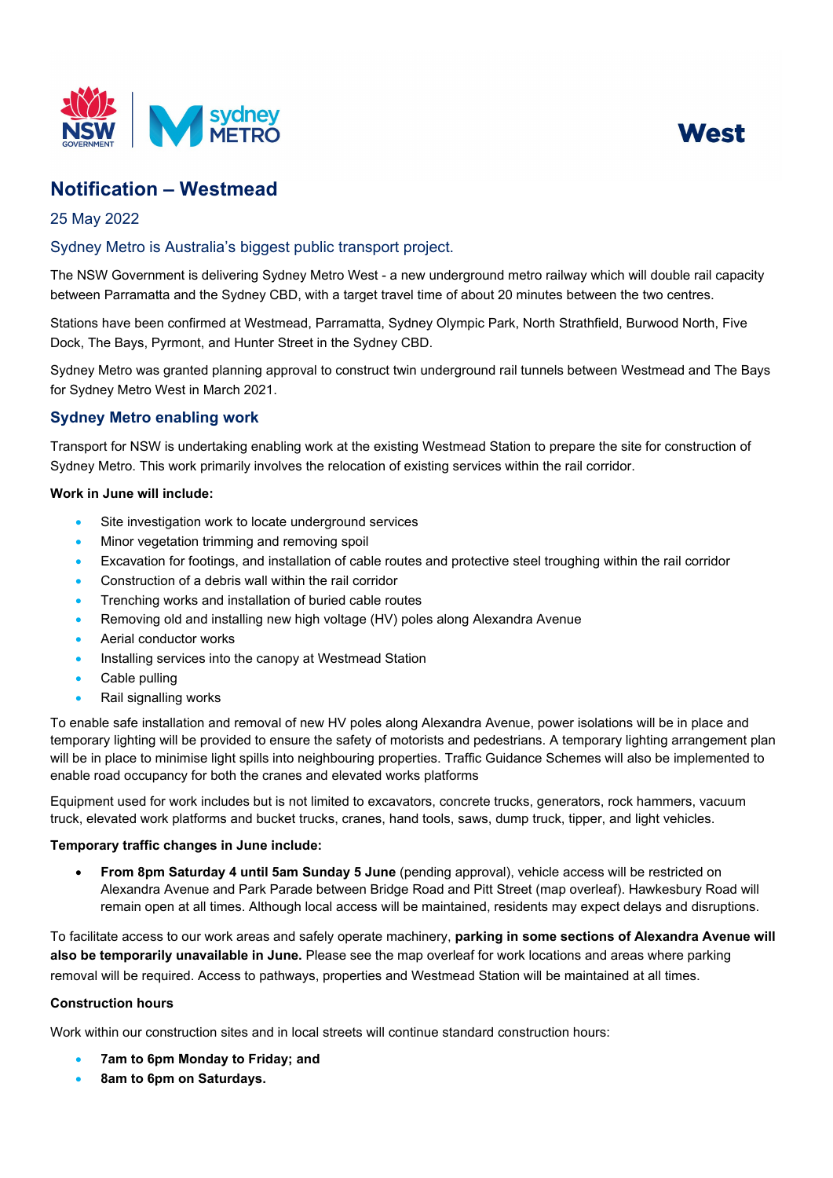West

# Notification – Westmead

25 May 2022

## Sydney Metro is Australia's biggest public transport project.

The NSW Government is delivering Sydney Metro West - a new underground metro railway which will double rail capacity between Parramatta and the Sydney CBD, with a target travel time of about 20 minutes between the two centres.

Stations have been confirmed at Westmead, Parramatta, Sydney Olympic Park, North Strathfield, Burwood North, Five Dock, The Bays, Pyrmont, and Hunter Street in the Sydney CBD.

Sydney Metro was granted planning approval to construct twin underground rail tunnels between Westmead and The Bays for Sydney Metro West in March 2021.

## Sydney Metro enabling work

Transport for NSW is undertaking enabling work at the existing Westmead Station to prepare the site for construction of Sydney Metro. This work primarily involves the relocation of existing services within the rail corridor.

**Work in June will include:**

- Site investigation work to locate underground services
- Minor vegetation trimming and removing spoil
- Excavation for footings, and installation of cable routes and protective steel troughing within the rail corridor
- Construction of a debris wall within the rail corridor
- Trenching works and installation of buried cable routes
- Removing old and installing new high voltage (HV) poles along Alexandra Avenue
- Aerial conductor works
- Installing services into the canopy at Westmead Station
- Cable pulling
- Rail signalling works

To enable safe installation and removal of new HV poles along Alexandra Avenue, power isolations will be in place and temporary lighting will be provided to ensure the safety of motorists and pedestrians. A temporary lighting arrangement plan will be in place to minimise light spills into neighbouring properties. Traffic Guidance Schemes will also be implemented to enable road occupancy for both the cranes and elevated works platforms

Equipment used for work includes but is not limited to excavators, concrete trucks, generators, rock hammers, vacuum truck, elevated work platforms and bucket trucks, cranes, hand tools, saws, dump truck, tipper, and light vehicles.

**Temporary traffic changes in June include:**

- **From 8pm Saturday 4 until 5am Sunday 5 June** (pending approval), vehicle access will be restricted on Alexandra Avenue and Park Parade between Bridge Road and Pitt Street (map overleaf). Hawkesbury Road will remain open at all times. Although local access will be maintained, residents may expect delays and disruptions.

To facilitate access to our work areas and safely operate machinery, **parking in some sections of Alexandra Avenue will also be temporarily unavailable in June.** Please see the map overleaf for work locations and areas where parking removal will be required. Access to pathways, properties and Westmead Station will be maintained at all times.

**Construction hours**

Work within our construction sites and in local streets will continue standard construction hours:

- **7am to 6pm Monday to Friday; and**
- **8am to 6pm on Saturdays.**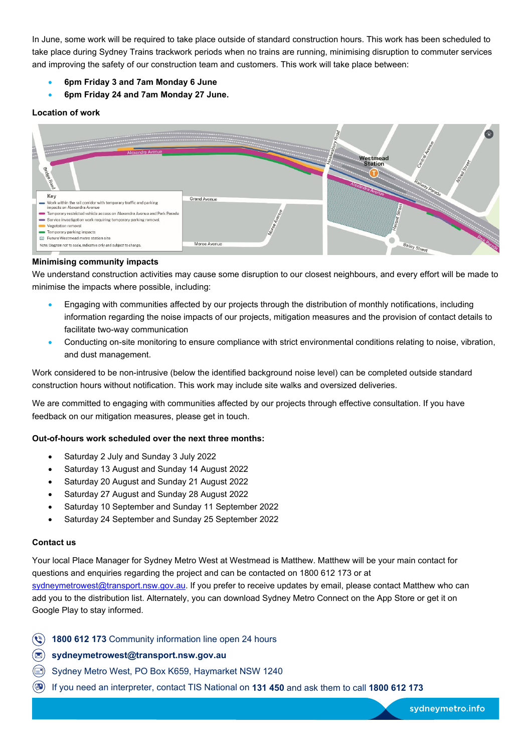In June, some work will be required to take place outside of standard construction hours. This work has been scheduled to take place during Sydney Trains trackwork periods when no trains are running, minimising disruption to commuter services and improving the safety of our construction team and customers. This work will take place between:

- **6pm Friday 3 and 7am Monday 6 June**
- **6pm Friday 24 and 7am Monday 27 June.**

**Location of work**

Alexandra Avenue
Bridge Road
Hawkesbury Road
Westmead Station
Central Avenue
Alfred Street
Railway Parade
Alexandra Avenue
Grand Avenue
Moree Avenue
Hassall Street
Bailey Street
Park Parade

Key
Work within the rail corridor with temporary traffic and parking impacts on Alexandra Avenue
Temporary restricted vehicle access on Alexandra Avenue and Park Parade
Service investigation work requiring temporary parking removal
Vegetation removal
Temporary parking impacts
Future Westmead metro station site
Note: Diagram not to scale, indicative only and subject to change.

**Minimising community impacts**

We understand construction activities may cause some disruption to our closest neighbours, and every effort will be made to minimise the impacts where possible, including:

- Engaging with communities affected by our projects through the distribution of monthly notifications, including information regarding the noise impacts of our projects, mitigation measures and the provision of contact details to facilitate two-way communication
- Conducting on-site monitoring to ensure compliance with strict environmental conditions relating to noise, vibration, and dust management.

Work considered to be non-intrusive (below the identified background noise level) can be completed outside standard construction hours without notification. This work may include site walks and oversized deliveries.

We are committed to engaging with communities affected by our projects through effective consultation. If you have feedback on our mitigation measures, please get in touch.

**Out-of-hours work scheduled over the next three months:**

- Saturday 2 July and Sunday 3 July 2022
- Saturday 13 August and Sunday 14 August 2022
- Saturday 20 August and Sunday 21 August 2022
- Saturday 27 August and Sunday 28 August 2022
- Saturday 10 September and Sunday 11 September 2022
- Saturday 24 September and Sunday 25 September 2022

**Contact us**

Your local Place Manager for Sydney Metro West at Westmead is Matthew. Matthew will be your main contact for questions and enquiries regarding the project and can be contacted on 1800 612 173 or at sydneymetrowest@transport.nsw.gov.au. If you prefer to receive updates by email, please contact Matthew who can add you to the distribution list. Alternately, you can download Sydney Metro Connect on the App Store or get it on Google Play to stay informed.

**1800 612 173** Community information line open 24 hours

**sydneymetrowest@transport.nsw.gov.au**

Sydney Metro West, PO Box K659, Haymarket NSW 1240

If you need an interpreter, contact TIS National on **131 450** and ask them to call **1800 612 173**

sydneymetro.info